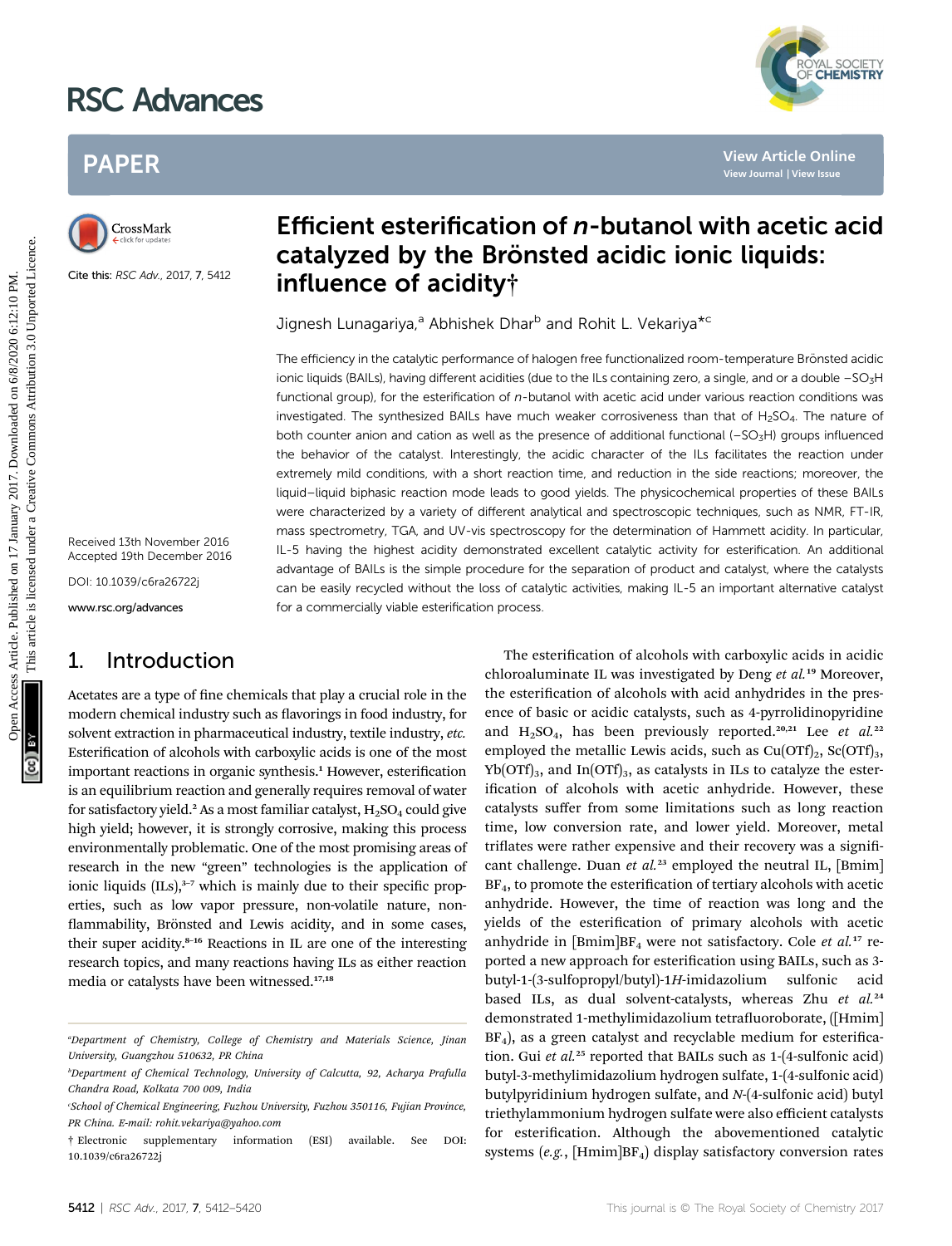# Efficient esterification of *n*-butanol with acetic acid catalyzed by the Brönsted acidic ionic liquids: influence of acidity†

Jignesh Lunagariya,[a] Abhishek Dhar[b] and Rohit L. Vekariya*[c]

Cite this: *RSC Adv.*, 2017, **7**, 5412

Received 13th November 2016
Accepted 19th December 2016

DOI: 10.1039/c6ra26722j

www.rsc.org/advances

The efficiency in the catalytic performance of halogen free functionalized room-temperature Brönsted acidic ionic liquids (BAILs), having different acidities (due to the ILs containing zero, a single, and or a double $-SO_3H$ functional group), for the esterification of *n*-butanol with acetic acid under various reaction conditions was investigated. The synthesized BAILs have much weaker corrosiveness than that of $H_2SO_4$. The nature of both counter anion and cation as well as the presence of additional functional ($-SO_3H$) groups influenced the behavior of the catalyst. Interestingly, the acidic character of the ILs facilitates the reaction under extremely mild conditions, with a short reaction time, and reduction in the side reactions; moreover, the liquid–liquid biphasic reaction mode leads to good yields. The physicochemical properties of these BAILs were characterized by a variety of different analytical and spectroscopic techniques, such as NMR, FT-IR, mass spectrometry, TGA, and UV-vis spectroscopy for the determination of Hammett acidity. In particular, IL-5 having the highest acidity demonstrated excellent catalytic activity for esterification. An additional advantage of BAILs is the simple procedure for the separation of product and catalyst, where the catalysts can be easily recycled without the loss of catalytic activities, making IL-5 an important alternative catalyst for a commercially viable esterification process.

## 1. Introduction

Acetates are a type of fine chemicals that play a crucial role in the modern chemical industry such as flavorings in food industry, for solvent extraction in pharmaceutical industry, textile industry, *etc.* Esterification of alcohols with carboxylic acids is one of the most important reactions in organic synthesis.[1] However, esterification is an equilibrium reaction and generally requires removal of water for satisfactory yield.[2] As a most familiar catalyst, $H_2SO_4$ could give high yield; however, it is strongly corrosive, making this process environmentally problematic. One of the most promising areas of research in the new "green" technologies is the application of ionic liquids (ILs),[3–7] which is mainly due to their specific properties, such as low vapor pressure, non-volatile nature, non-flammability, Brönsted and Lewis acidity, and in some cases, their super acidity.[8–16] Reactions in IL are one of the interesting research topics, and many reactions having ILs as either reaction media or catalysts have been witnessed.[17,18]

The esterification of alcohols with carboxylic acids in acidic chloroaluminate IL was investigated by Deng *et al.*[19] Moreover, the esterification of alcohols with acid anhydrides in the presence of basic or acidic catalysts, such as 4-pyrrolidinopyridine and $H_2SO_4$, has been previously reported.[20,21] Lee *et al.*[22] employed the metallic Lewis acids, such as $Cu(OTf)_2$, $Sc(OTf)_3$, $Yb(OTf)_3$, and $In(OTf)_3$, as catalysts in ILs to catalyze the esterification of alcohols with acetic anhydride. However, these catalysts suffer from some limitations such as long reaction time, low conversion rate, and lower yield. Moreover, metal triflates were rather expensive and their recovery was a significant challenge. Duan *et al.*[23] employed the neutral IL, [Bmim]$BF_4$, to promote the esterification of tertiary alcohols with acetic anhydride. However, the time of reaction was long and the yields of the esterification of primary alcohols with acetic anhydride in [Bmim]$BF_4$ were not satisfactory. Cole *et al.*[17] reported a new approach for esterification using BAILs, such as 3-butyl-1-(3-sulfopropyl/butyl)-1*H*-imidazolium sulfonic acid based ILs, as dual solvent-catalysts, whereas Zhu *et al.*[24] demonstrated 1-methylimidazolium tetrafluoroborate, ([Hmim]$BF_4$), as a green catalyst and recyclable medium for esterification. Gui *et al.*[25] reported that BAILs such as 1-(4-sulfonic acid) butyl-3-methylimidazolium hydrogen sulfate, 1-(4-sulfonic acid) butylpyridinium hydrogen sulfate, and *N*-(4-sulfonic acid) butyl triethylammonium hydrogen sulfate were also efficient catalysts for esterification. Although the abovementioned catalytic systems (*e.g.*, [Hmim]$BF_4$) display satisfactory conversion rates

---

[a] Department of Chemistry, College of Chemistry and Materials Science, Jinan University, Guangzhou 510632, PR China

[b] Department of Chemical Technology, University of Calcutta, 92, Acharya Prafulla Chandra Road, Kolkata 700 009, India

[c] School of Chemical Engineering, Fuzhou University, Fuzhou 350116, Fujian Province, PR China. E-mail: rohit.vekariya@yahoo.com

† Electronic supplementary information (ESI) available. See DOI: 10.1039/c6ra26722j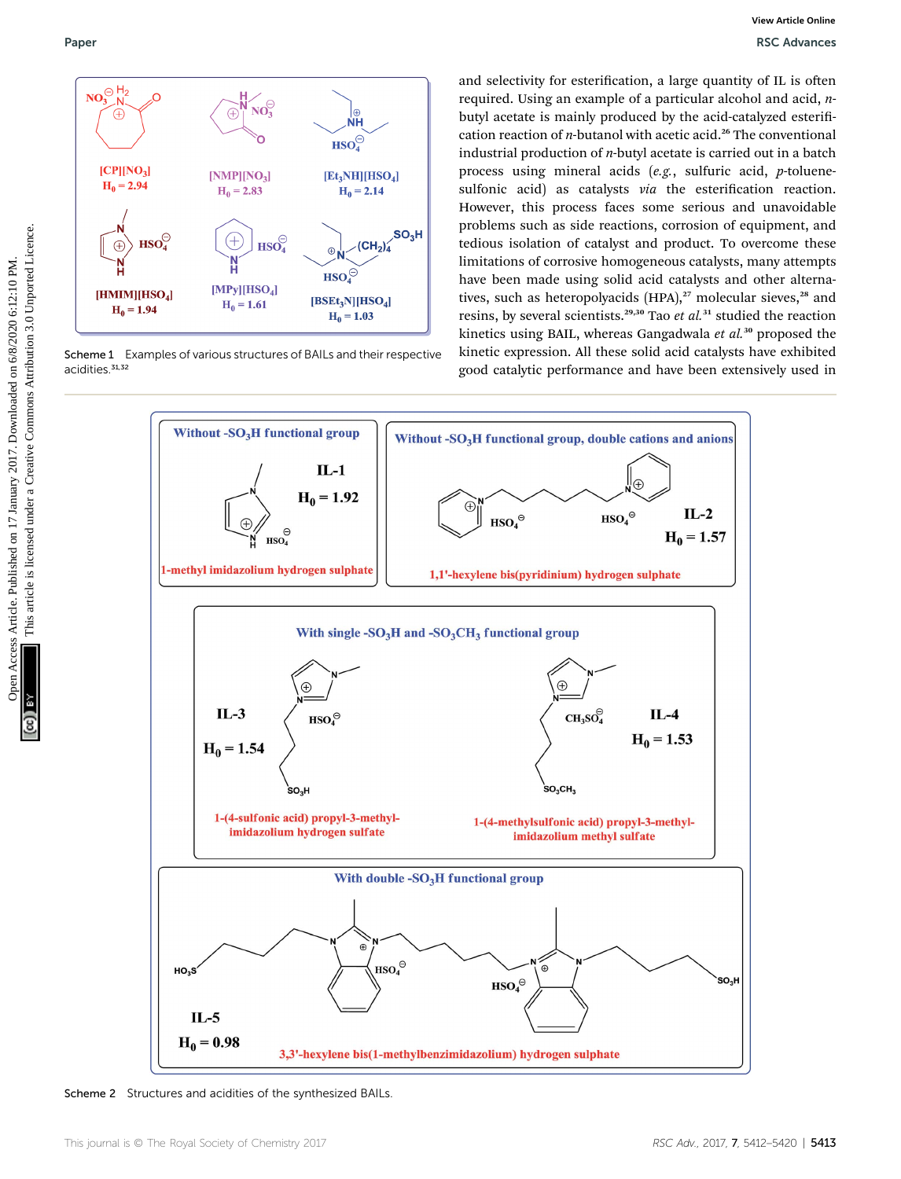and selectivity for esterification, a large quantity of IL is often required. Using an example of a particular alcohol and acid, *n*-butyl acetate is mainly produced by the acid-catalyzed esterification reaction of *n*-butanol with acetic acid.[26] The conventional industrial production of *n*-butyl acetate is carried out in a batch process using mineral acids (*e.g.*, sulfuric acid, *p*-toluenesulfonic acid) as catalysts *via* the esterification reaction. However, this process faces some serious and unavoidable problems such as side reactions, corrosion of equipment, and tedious isolation of catalyst and product. To overcome these limitations of corrosive homogeneous catalysts, many attempts have been made using solid acid catalysts and other alternatives, such as heteropolyacids (HPA),[27] molecular sieves,[28] and resins, by several scientists.[29,30] Tao *et al.*[31] studied the reaction kinetics using BAIL, whereas Gangadwala *et al.*[30] proposed the kinetic expression. All these solid acid catalysts have exhibited good catalytic performance and have been extensively used in

[CP][$NO_3$] $H_0 = 2.94$; [NMP][$NO_3$] $H_0 = 2.83$; [$Et_3$NH][$HSO_4$] $H_0 = 2.14$; [HMIM][$HSO_4$] $H_0 = 1.94$; [MPy][$HSO_4$] $H_0 = 1.61$; [$BSEt_3$N][$HSO_4$] $H_0 = 1.03$

Scheme 1 Examples of various structures of BAILs and their respective acidities.[31,32]

Without $-SO_3H$ functional group: IL-1, $H_0 = 1.92$, 1-methyl imidazolium hydrogen sulphate

Without $-SO_3H$ functional group, double cations and anions: IL-2, $H_0 = 1.57$, 1,1′-hexylene bis(pyridinium) hydrogen sulphate

With single $-SO_3H$ and $-SO_3CH_3$ functional group: IL-3, $H_0 = 1.54$, 1-(4-sulfonic acid) propyl-3-methyl-imidazolium hydrogen sulfate; IL-4, $H_0 = 1.53$, 1-(4-methylsulfonic acid) propyl-3-methyl-imidazolium methyl sulfate

With double $-SO_3H$ functional group: IL-5, $H_0 = 0.98$, 3,3′-hexylene bis(1-methylbenzimidazolium) hydrogen sulphate

Scheme 2 Structures and acidities of the synthesized BAILs.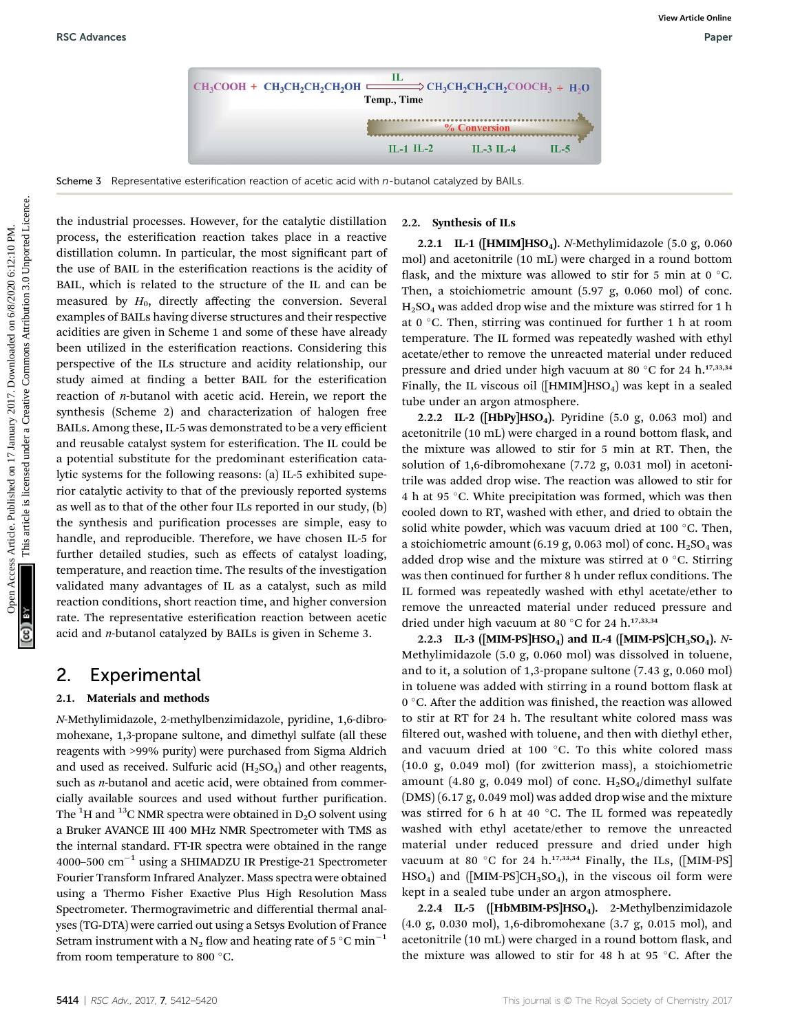$CH_3COOH + CH_3CH_2CH_2CH_2OH \xrightarrow[\text{Temp., Time}]{\text{IL}} CH_3CH_2CH_2CH_2COOCH_3 + H_2O$

% Conversion

IL-1 IL-2 IL-3 IL-4 IL-5

Scheme 3 Representative esterification reaction of acetic acid with *n*-butanol catalyzed by BAILs.

the industrial processes. However, for the catalytic distillation process, the esterification reaction takes place in a reactive distillation column. In particular, the most significant part of the use of BAIL in the esterification reactions is the acidity of BAIL, which is related to the structure of the IL and can be measured by $H_0$, directly affecting the conversion. Several examples of BAILs having diverse structures and their respective acidities are given in Scheme 1 and some of these have already been utilized in the esterification reactions. Considering this perspective of the ILs structure and acidity relationship, our study aimed at finding a better BAIL for the esterification reaction of *n*-butanol with acetic acid. Herein, we report the synthesis (Scheme 2) and characterization of halogen free BAILs. Among these, IL-5 was demonstrated to be a very efficient and reusable catalyst system for esterification. The IL could be a potential substitute for the predominant esterification catalytic systems for the following reasons: (a) IL-5 exhibited superior catalytic activity to that of the previously reported systems as well as to that of the other four ILs reported in our study, (b) the synthesis and purification processes are simple, easy to handle, and reproducible. Therefore, we have chosen IL-5 for further detailed studies, such as effects of catalyst loading, temperature, and reaction time. The results of the investigation validated many advantages of IL as a catalyst, such as mild reaction conditions, short reaction time, and higher conversion rate. The representative esterification reaction between acetic acid and *n*-butanol catalyzed by BAILs is given in Scheme 3.

## 2. Experimental

### 2.1. Materials and methods

*N*-Methylimidazole, 2-methylbenzimidazole, pyridine, 1,6-dibromohexane, 1,3-propane sultone, and dimethyl sulfate (all these reagents with >99% purity) were purchased from Sigma Aldrich and used as received. Sulfuric acid ($H_2SO_4$) and other reagents, such as *n*-butanol and acetic acid, were obtained from commercially available sources and used without further purification. The $^1H$ and $^{13}C$ NMR spectra were obtained in $D_2O$ solvent using a Bruker AVANCE III 400 MHz NMR Spectrometer with TMS as the internal standard. FT-IR spectra were obtained in the range 4000–500 $cm^{-1}$ using a SHIMADZU IR Prestige-21 Spectrometer Fourier Transform Infrared Analyzer. Mass spectra were obtained using a Thermo Fisher Exactive Plus High Resolution Mass Spectrometer. Thermogravimetric and differential thermal analyses (TG-DTA) were carried out using a Setsys Evolution of France Setram instrument with a $N_2$ flow and heating rate of 5 °C $min^{-1}$ from room temperature to 800 °C.

### 2.2. Synthesis of ILs

**2.2.1 IL-1 ([HMIM]$HSO_4$).** *N*-Methylimidazole (5.0 g, 0.060 mol) and acetonitrile (10 mL) were charged in a round bottom flask, and the mixture was allowed to stir for 5 min at 0 °C. Then, a stoichiometric amount (5.97 g, 0.060 mol) of conc. $H_2SO_4$ was added drop wise and the mixture was stirred for 1 h at 0 °C. Then, stirring was continued for further 1 h at room temperature. The IL formed was repeatedly washed with ethyl acetate/ether to remove the unreacted material under reduced pressure and dried under high vacuum at 80 °C for 24 h.[17,33,34] Finally, the IL viscous oil ([HMIM]$HSO_4$) was kept in a sealed tube under an argon atmosphere.

**2.2.2 IL-2 ([HbPy]$HSO_4$).** Pyridine (5.0 g, 0.063 mol) and acetonitrile (10 mL) were charged in a round bottom flask, and the mixture was allowed to stir for 5 min at RT. Then, the solution of 1,6-dibromohexane (7.72 g, 0.031 mol) in acetonitrile was added drop wise. The reaction was allowed to stir for 4 h at 95 °C. White precipitation was formed, which was then cooled down to RT, washed with ether, and dried to obtain the solid white powder, which was vacuum dried at 100 °C. Then, a stoichiometric amount (6.19 g, 0.063 mol) of conc. $H_2SO_4$ was added drop wise and the mixture was stirred at 0 °C. Stirring was then continued for further 8 h under reflux conditions. The IL formed was repeatedly washed with ethyl acetate/ether to remove the unreacted material under reduced pressure and dried under high vacuum at 80 °C for 24 h.[17,33,34]

**2.2.3 IL-3 ([MIM-PS]$HSO_4$) and IL-4 ([MIM-PS]$CH_3SO_4$).** *N*-Methylimidazole (5.0 g, 0.060 mol) was dissolved in toluene, and to it, a solution of 1,3-propane sultone (7.43 g, 0.060 mol) in toluene was added with stirring in a round bottom flask at 0 °C. After the addition was finished, the reaction was allowed to stir at RT for 24 h. The resultant white colored mass was filtered out, washed with toluene, and then with diethyl ether, and vacuum dried at 100 °C. To this white colored mass (10.0 g, 0.049 mol) (for zwitterion mass), a stoichiometric amount (4.80 g, 0.049 mol) of conc. $H_2SO_4$/dimethyl sulfate (DMS) (6.17 g, 0.049 mol) was added drop wise and the mixture was stirred for 6 h at 40 °C. The IL formed was repeatedly washed with ethyl acetate/ether to remove the unreacted material under reduced pressure and dried under high vacuum at 80 °C for 24 h.[17,33,34] Finally, the ILs, ([MIM-PS]$HSO_4$) and ([MIM-PS]$CH_3SO_4$), in the viscous oil form were kept in a sealed tube under an argon atmosphere.

**2.2.4 IL-5 ([HbMBIM-PS]$HSO_4$).** 2-Methylbenzimidazole (4.0 g, 0.030 mol), 1,6-dibromohexane (3.7 g, 0.015 mol), and acetonitrile (10 mL) were charged in a round bottom flask, and the mixture was allowed to stir for 48 h at 95 °C. After the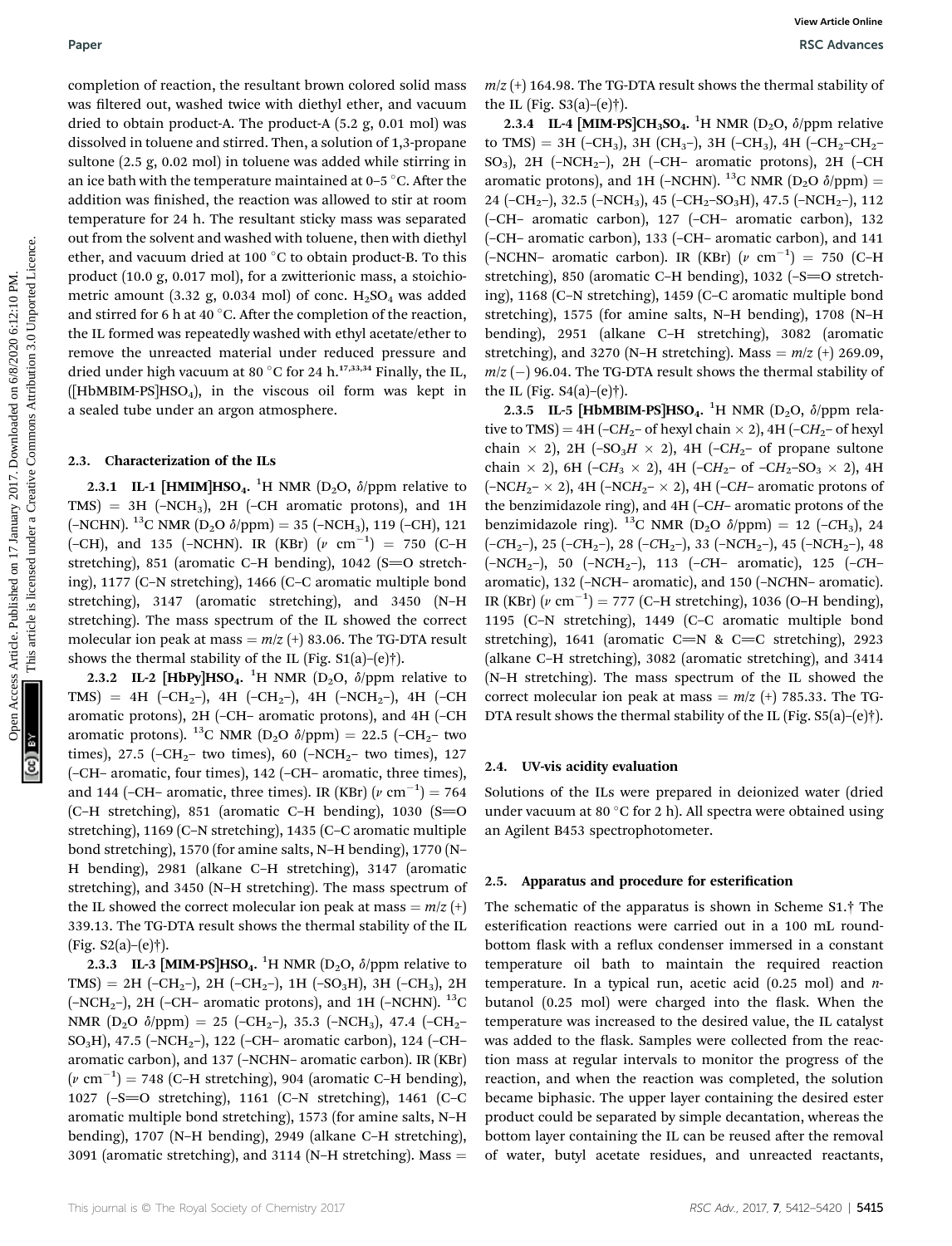completion of reaction, the resultant brown colored solid mass was filtered out, washed twice with diethyl ether, and vacuum dried to obtain product-A. The product-A (5.2 g, 0.01 mol) was dissolved in toluene and stirred. Then, a solution of 1,3-propane sultone (2.5 g, 0.02 mol) in toluene was added while stirring in an ice bath with the temperature maintained at 0–5 °C. After the addition was finished, the reaction was allowed to stir at room temperature for 24 h. The resultant sticky mass was separated out from the solvent and washed with toluene, then with diethyl ether, and vacuum dried at 100 °C to obtain product-B. To this product (10.0 g, 0.017 mol), for a zwitterionic mass, a stoichiometric amount (3.32 g, 0.034 mol) of conc. $H_2SO_4$ was added and stirred for 6 h at 40 °C. After the completion of the reaction, the IL formed was repeatedly washed with ethyl acetate/ether to remove the unreacted material under reduced pressure and dried under high vacuum at 80 °C for 24 h.[17,33,34] Finally, the IL, ([HbMBIM-PS]$HSO_4$), in the viscous oil form was kept in a sealed tube under an argon atmosphere.

## 2.3. Characterization of the ILs

**2.3.1 IL-1 [HMIM]$HSO_4$.** $^1$H NMR ($D_2O$, $\delta$/ppm relative to TMS) = 3H (–$NCH_3$), 2H (–CH aromatic protons), and 1H (–NCHN). $^{13}$C NMR ($D_2O$ $\delta$/ppm) = 35 (–$NCH_3$), 119 (–CH), 121 (–CH), and 135 (–NCHN). IR (KBr) ($\nu$ cm$^{-1}$) = 750 (C–H stretching), 851 (aromatic C–H bending), 1042 (S=O stretching), 1177 (C–N stretching), 1466 (C–C aromatic multiple bond stretching), 3147 (aromatic stretching), and 3450 (N–H stretching). The mass spectrum of the IL showed the correct molecular ion peak at mass = $m/z$ (+) 83.06. The TG-DTA result shows the thermal stability of the IL (Fig. S1(a)–(e)†).

**2.3.2 IL-2 [HbPy]$HSO_4$.** $^1$H NMR ($D_2O$, $\delta$/ppm relative to TMS) = 4H (–$CH_2$–), 4H (–$CH_2$–), 4H (–$NCH_2$–), 4H (–CH aromatic protons), 2H (–CH– aromatic protons), and 4H (–CH aromatic protons). $^{13}$C NMR ($D_2O$ $\delta$/ppm) = 22.5 (–$CH_2$– two times), 27.5 (–$CH_2$– two times), 60 (–$NCH_2$– two times), 127 (–CH– aromatic, four times), 142 (–CH– aromatic, three times), and 144 (–CH– aromatic, three times). IR (KBr) ($\nu$ cm$^{-1}$) = 764 (C–H stretching), 851 (aromatic C–H bending), 1030 (S=O stretching), 1169 (C–N stretching), 1435 (C–C aromatic multiple bond stretching), 1570 (for amine salts, N–H bending), 1770 (N–H bending), 2981 (alkane C–H stretching), 3147 (aromatic stretching), and 3450 (N–H stretching). The mass spectrum of the IL showed the correct molecular ion peak at mass = $m/z$ (+) 339.13. The TG-DTA result shows the thermal stability of the IL (Fig. S2(a)–(e)†).

**2.3.3 IL-3 [MIM-PS]$HSO_4$.** $^1$H NMR ($D_2O$, $\delta$/ppm relative to TMS) = 2H (–$CH_2$–), 2H (–$CH_2$–), 1H (–$SO_3$H), 3H (–$CH_3$), 2H (–$NCH_2$–), 2H (–CH– aromatic protons), and 1H (–NCHN). $^{13}$C NMR ($D_2O$ $\delta$/ppm) = 25 (–$CH_2$–), 35.3 (–$NCH_3$), 47.4 (–$CH_2$–$SO_3$H), 47.5 (–$NCH_2$–), 122 (–CH– aromatic carbon), 124 (–CH– aromatic carbon), and 137 (–NCHN– aromatic carbon). IR (KBr) ($\nu$ cm$^{-1}$) = 748 (C–H stretching), 904 (aromatic C–H bending), 1027 (–S=O stretching), 1161 (C–N stretching), 1461 (C–C aromatic multiple bond stretching), 1573 (for amine salts, N–H bending), 1707 (N–H bending), 2949 (alkane C–H stretching), 3091 (aromatic stretching), and 3114 (N–H stretching). Mass = $m/z$ (+) 164.98. The TG-DTA result shows the thermal stability of the IL (Fig. S3(a)–(e)†).

**2.3.4 IL-4 [MIM-PS]$CH_3SO_4$.** $^1$H NMR ($D_2O$, $\delta$/ppm relative to TMS) = 3H (–$CH_3$), 3H ($CH_3$–), 3H (–$CH_3$), 4H (–$CH_2$–$CH_2$–$SO_3$), 2H (–$NCH_2$–), 2H (–CH– aromatic protons), 2H (–CH aromatic protons), and 1H (–NCHN). $^{13}$C NMR ($D_2O$ $\delta$/ppm) = 24 (–$CH_2$–), 32.5 (–$NCH_3$), 45 (–$CH_2$–$SO_3$H), 47.5 (–$NCH_2$–), 112 (–CH– aromatic carbon), 127 (–CH– aromatic carbon), 132 (–CH– aromatic carbon), 133 (–CH– aromatic carbon), and 141 (–NCHN– aromatic carbon). IR (KBr) ($\nu$ cm$^{-1}$) = 750 (C–H stretching), 850 (aromatic C–H bending), 1032 (–S=O stretching), 1168 (C–N stretching), 1459 (C–C aromatic multiple bond stretching), 1575 (for amine salts, N–H bending), 1708 (N–H bending), 2951 (alkane C–H stretching), 3082 (aromatic stretching), and 3270 (N–H stretching). Mass = $m/z$ (+) 269.09, $m/z$ (−) 96.04. The TG-DTA result shows the thermal stability of the IL (Fig. S4(a)–(e)†).

**2.3.5 IL-5 [HbMBIM-PS]$HSO_4$.** $^1$H NMR ($D_2O$, $\delta$/ppm relative to TMS) = 4H (–$CH_2$– of hexyl chain × 2), 4H (–$CH_2$– of hexyl chain × 2), 2H (–$SO_3H$ × 2), 4H (–$CH_2$– of propane sultone chain × 2), 6H (–$CH_3$ × 2), 4H (–$CH_2$– of –$CH_2$–$SO_3$ × 2), 4H (–$NCH_2$– × 2), 4H (–$NCH_2$– × 2), 4H (–CH– aromatic protons of the benzimidazole ring), and 4H (–CH– aromatic protons of the benzimidazole ring). $^{13}$C NMR ($D_2O$ $\delta$/ppm) = 12 (–$CH_3$), 24 (–$CH_2$–), 25 (–$CH_2$–), 28 (–$CH_2$–), 33 (–$NCH_2$–), 45 (–$NCH_2$–), 48 (–$NCH_2$–), 50 (–$NCH_2$–), 113 (–CH– aromatic), 125 (–CH– aromatic), 132 (–NCH– aromatic), and 150 (–NCHN– aromatic). IR (KBr) ($\nu$ cm$^{-1}$) = 777 (C–H stretching), 1036 (O–H bending), 1195 (C–N stretching), 1449 (C–C aromatic multiple bond stretching), 1641 (aromatic C=N & C=C stretching), 2923 (alkane C–H stretching), 3082 (aromatic stretching), and 3414 (N–H stretching). The mass spectrum of the IL showed the correct molecular ion peak at mass = $m/z$ (+) 785.33. The TG-DTA result shows the thermal stability of the IL (Fig. S5(a)–(e)†).

## 2.4. UV-vis acidity evaluation

Solutions of the ILs were prepared in deionized water (dried under vacuum at 80 °C for 2 h). All spectra were obtained using an Agilent B453 spectrophotometer.

## 2.5. Apparatus and procedure for esterification

The schematic of the apparatus is shown in Scheme S1.† The esterification reactions were carried out in a 100 mL round-bottom flask with a reflux condenser immersed in a constant temperature oil bath to maintain the required reaction temperature. In a typical run, acetic acid (0.25 mol) and *n*-butanol (0.25 mol) were charged into the flask. When the temperature was increased to the desired value, the IL catalyst was added to the flask. Samples were collected from the reaction mass at regular intervals to monitor the progress of the reaction, and when the reaction was completed, the solution became biphasic. The upper layer containing the desired ester product could be separated by simple decantation, whereas the bottom layer containing the IL can be reused after the removal of water, butyl acetate residues, and unreacted reactants,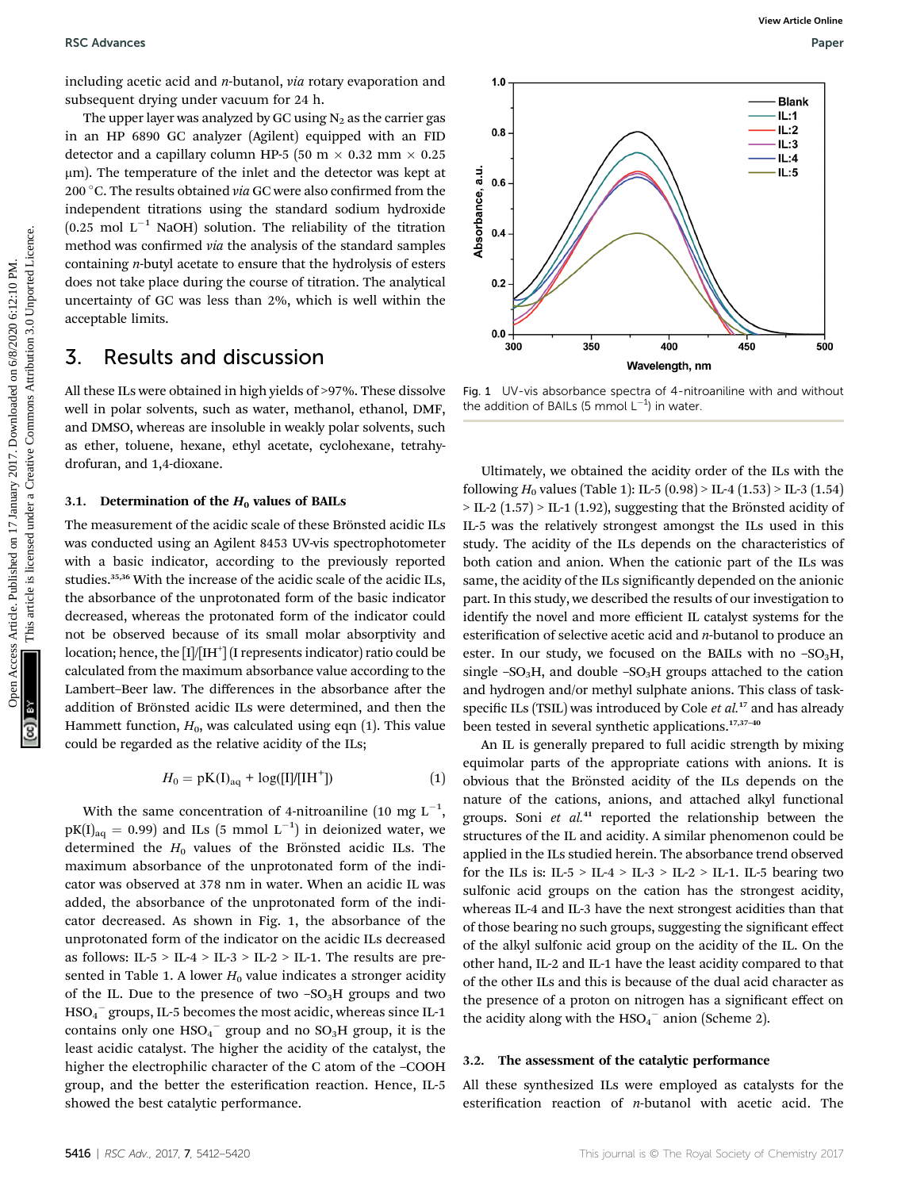including acetic acid and *n*-butanol, *via* rotary evaporation and subsequent drying under vacuum for 24 h.

The upper layer was analyzed by GC using $N_2$ as the carrier gas in an HP 6890 GC analyzer (Agilent) equipped with an FID detector and a capillary column HP-5 (50 m × 0.32 mm × 0.25 μm). The temperature of the inlet and the detector was kept at 200 °C. The results obtained *via* GC were also confirmed from the independent titrations using the standard sodium hydroxide (0.25 mol $L^{-1}$ NaOH) solution. The reliability of the titration method was confirmed *via* the analysis of the standard samples containing *n*-butyl acetate to ensure that the hydrolysis of esters does not take place during the course of titration. The analytical uncertainty of GC was less than 2%, which is well within the acceptable limits.

# 3. Results and discussion

All these ILs were obtained in high yields of >97%. These dissolve well in polar solvents, such as water, methanol, ethanol, DMF, and DMSO, whereas are insoluble in weakly polar solvents, such as ether, toluene, hexane, ethyl acetate, cyclohexane, tetrahydrofuran, and 1,4-dioxane.

## 3.1. Determination of the $H_0$ values of BAILs

The measurement of the acidic scale of these Brönsted acidic ILs was conducted using an Agilent 8453 UV-vis spectrophotometer with a basic indicator, according to the previously reported studies.[35,36] With the increase of the acidic scale of the acidic ILs, the absorbance of the unprotonated form of the basic indicator decreased, whereas the protonated form of the indicator could not be observed because of its small molar absorptivity and location; hence, the $[I]/[IH^+]$ (I represents indicator) ratio could be calculated from the maximum absorbance value according to the Lambert–Beer law. The differences in the absorbance after the addition of Brönsted acidic ILs were determined, and then the Hammett function, $H_0$, was calculated using eqn (1). This value could be regarded as the relative acidity of the ILs;

$$H_0 = pK(I)_{aq} + \log([I]/[IH^+]) \quad (1)$$

With the same concentration of 4-nitroaniline (10 mg $L^{-1}$, $pK(I)_{aq} = 0.99$) and ILs (5 mmol $L^{-1}$) in deionized water, we determined the $H_0$ values of the Brönsted acidic ILs. The maximum absorbance of the unprotonated form of the indicator was observed at 378 nm in water. When an acidic IL was added, the absorbance of the unprotonated form of the indicator decreased. As shown in Fig. 1, the absorbance of the unprotonated form of the indicator on the acidic ILs decreased as follows: IL-5 > IL-4 > IL-3 > IL-2 > IL-1. The results are presented in Table 1. A lower $H_0$ value indicates a stronger acidity of the IL. Due to the presence of two $-SO_3H$ groups and two $HSO_4^-$ groups, IL-5 becomes the most acidic, whereas since IL-1 contains only one $HSO_4^-$ group and no $SO_3H$ group, it is the least acidic catalyst. The higher the acidity of the catalyst, the higher the electrophilic character of the C atom of the –COOH group, and the better the esterification reaction. Hence, IL-5 showed the best catalytic performance.

Fig. 1 UV-vis absorbance spectra of 4-nitroaniline with and without the addition of BAILs (5 mmol $L^{-1}$) in water.

Ultimately, we obtained the acidity order of the ILs with the following $H_0$ values (Table 1): IL-5 (0.98) > IL-4 (1.53) > IL-3 (1.54) > IL-2 (1.57) > IL-1 (1.92), suggesting that the Brönsted acidity of IL-5 was the relatively strongest amongst the ILs used in this study. The acidity of the ILs depends on the characteristics of both cation and anion. When the cationic part of the ILs was same, the acidity of the ILs significantly depended on the anionic part. In this study, we described the results of our investigation to identify the novel and more efficient IL catalyst systems for the esterification of selective acetic acid and *n*-butanol to produce an ester. In our study, we focused on the BAILs with no $-SO_3H$, single $-SO_3H$, and double $-SO_3H$ groups attached to the cation and hydrogen and/or methyl sulphate anions. This class of task-specific ILs (TSIL) was introduced by Cole *et al.*[17] and has already been tested in several synthetic applications.[17,37–40]

An IL is generally prepared to full acidic strength by mixing equimolar parts of the appropriate cations with anions. It is obvious that the Brönsted acidity of the ILs depends on the nature of the cations, anions, and attached alkyl functional groups. Soni *et al.*[41] reported the relationship between the structures of the IL and acidity. A similar phenomenon could be applied in the ILs studied herein. The absorbance trend observed for the ILs is: IL-5 > IL-4 > IL-3 > IL-2 > IL-1. IL-5 bearing two sulfonic acid groups on the cation has the strongest acidity, whereas IL-4 and IL-3 have the next strongest acidities than that of those bearing no such groups, suggesting the significant effect of the alkyl sulfonic acid group on the acidity of the IL. On the other hand, IL-2 and IL-1 have the least acidity compared to that of the other ILs and this is because of the dual acid character as the presence of a proton on nitrogen has a significant effect on the acidity along with the $HSO_4^-$ anion (Scheme 2).

## 3.2. The assessment of the catalytic performance

All these synthesized ILs were employed as catalysts for the esterification reaction of *n*-butanol with acetic acid. The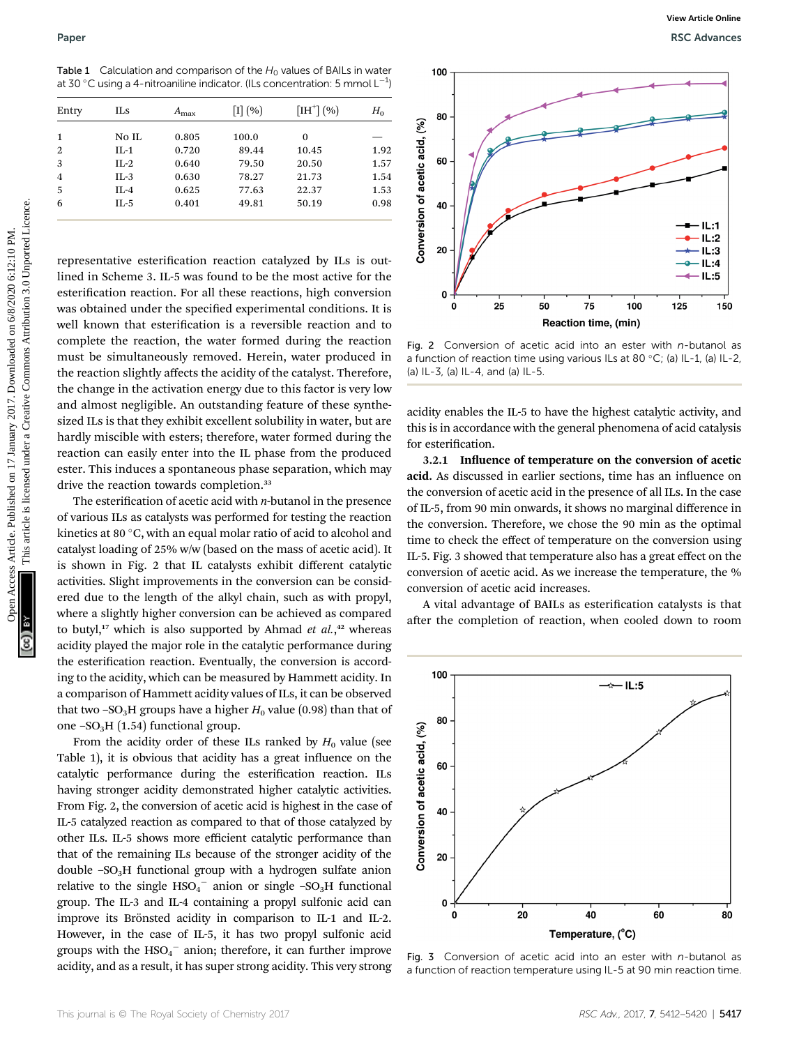Table 1 Calculation and comparison of the $H_0$ values of BAILs in water at 30 °C using a 4-nitroaniline indicator. (ILs concentration: 5 mmol $L^{-1}$)

| Entry | ILs | $A_{max}$ | [I] (%) | [IH$^+$] (%) | $H_0$ |
|---|---|---|---|---|---|
| 1 | No IL | 0.805 | 100.0 | 0 | — |
| 2 | IL-1 | 0.720 | 89.44 | 10.45 | 1.92 |
| 3 | IL-2 | 0.640 | 79.50 | 20.50 | 1.57 |
| 4 | IL-3 | 0.630 | 78.27 | 21.73 | 1.54 |
| 5 | IL-4 | 0.625 | 77.63 | 22.37 | 1.53 |
| 6 | IL-5 | 0.401 | 49.81 | 50.19 | 0.98 |

representative esterification reaction catalyzed by ILs is outlined in Scheme 3. IL-5 was found to be the most active for the esterification reaction. For all these reactions, high conversion was obtained under the specified experimental conditions. It is well known that esterification is a reversible reaction and to complete the reaction, the water formed during the reaction must be simultaneously removed. Herein, water produced in the reaction slightly affects the acidity of the catalyst. Therefore, the change in the activation energy due to this factor is very low and almost negligible. An outstanding feature of these synthesized ILs is that they exhibit excellent solubility in water, but are hardly miscible with esters; therefore, water formed during the reaction can easily enter into the IL phase from the produced ester. This induces a spontaneous phase separation, which may drive the reaction towards completion.[33]

The esterification of acetic acid with *n*-butanol in the presence of various ILs as catalysts was performed for testing the reaction kinetics at 80 °C, with an equal molar ratio of acid to alcohol and catalyst loading of 25% w/w (based on the mass of acetic acid). It is shown in Fig. 2 that IL catalysts exhibit different catalytic activities. Slight improvements in the conversion can be considered due to the length of the alkyl chain, such as with propyl, where a slightly higher conversion can be achieved as compared to butyl,[17] which is also supported by Ahmad *et al.*,[42] whereas acidity played the major role in the catalytic performance during the esterification reaction. Eventually, the conversion is according to the acidity, which can be measured by Hammett acidity. In a comparison of Hammett acidity values of ILs, it can be observed that two $-SO_3H$ groups have a higher $H_0$ value (0.98) than that of one $-SO_3H$ (1.54) functional group.

From the acidity order of these ILs ranked by $H_0$ value (see Table 1), it is obvious that acidity has a great influence on the catalytic performance during the esterification reaction. ILs having stronger acidity demonstrated higher catalytic activities. From Fig. 2, the conversion of acetic acid is highest in the case of IL-5 catalyzed reaction as compared to that of those catalyzed by other ILs. IL-5 shows more efficient catalytic performance than that of the remaining ILs because of the stronger acidity of the double $-SO_3H$ functional group with a hydrogen sulfate anion relative to the single $HSO_4^-$ anion or single $-SO_3H$ functional group. The IL-3 and IL-4 containing a propyl sulfonic acid can improve its Brönsted acidity in comparison to IL-1 and IL-2. However, in the case of IL-5, it has two propyl sulfonic acid groups with the $HSO_4^-$ anion; therefore, it can further improve acidity, and as a result, it has super strong acidity. This very strong acidity enables the IL-5 to have the highest catalytic activity, and this is in accordance with the general phenomena of acid catalysis for esterification.

Fig. 2 Conversion of acetic acid into an ester with *n*-butanol as a function of reaction time using various ILs at 80 °C; (a) IL-1, (a) IL-2, (a) IL-3, (a) IL-4, and (a) IL-5.

**3.2.1 Influence of temperature on the conversion of acetic acid.** As discussed in earlier sections, time has an influence on the conversion of acetic acid in the presence of all ILs. In the case of IL-5, from 90 min onwards, it shows no marginal difference in the conversion. Therefore, we chose the 90 min as the optimal time to check the effect of temperature on the conversion using IL-5. Fig. 3 showed that temperature also has a great effect on the conversion of acetic acid. As we increase the temperature, the % conversion of acetic acid increases.

A vital advantage of BAILs as esterification catalysts is that after the completion of reaction, when cooled down to room

Fig. 3 Conversion of acetic acid into an ester with *n*-butanol as a function of reaction temperature using IL-5 at 90 min reaction time.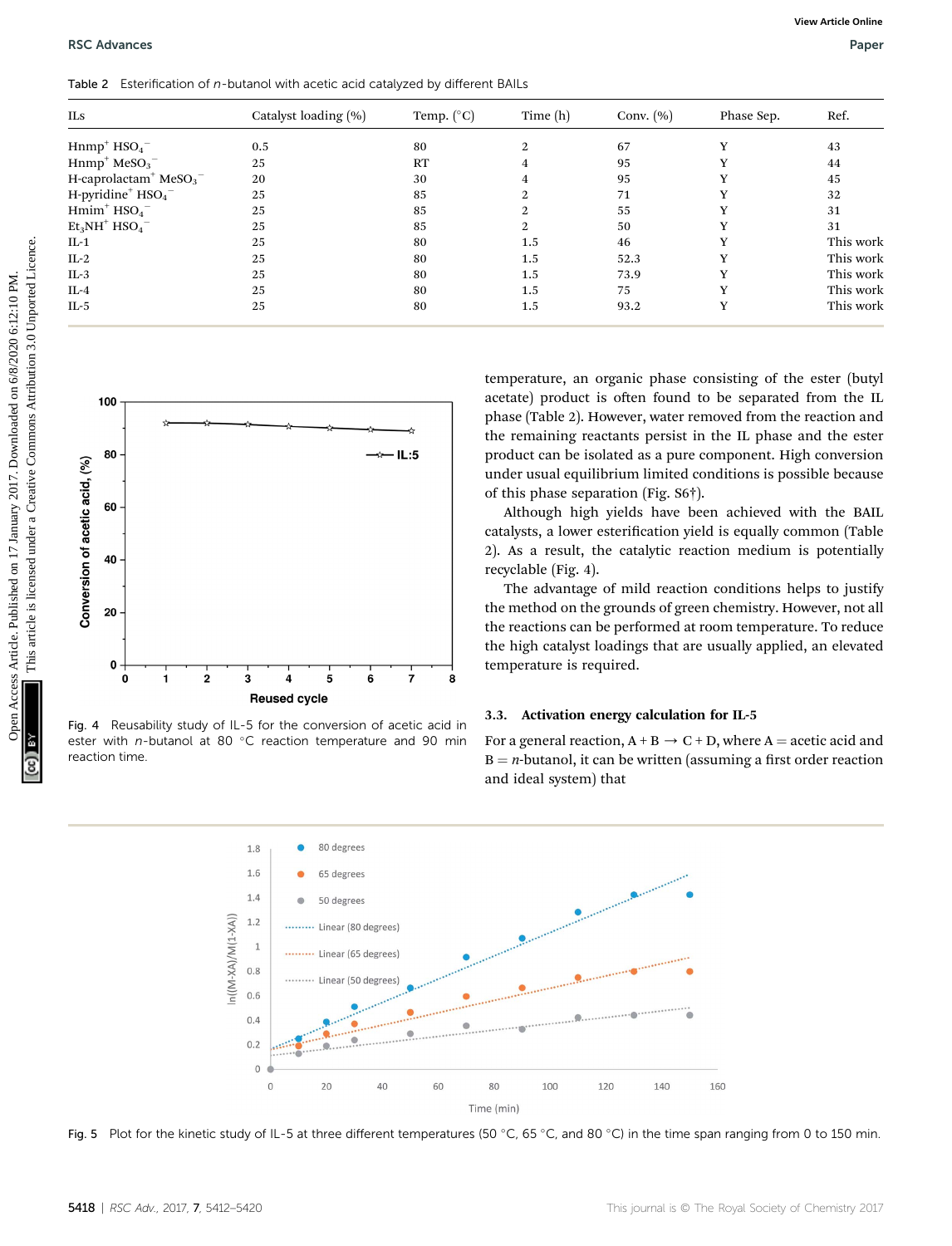Table 2 Esterification of $n$-butanol with acetic acid catalyzed by different BAILs

| ILs | Catalyst loading (%) | Temp. (°C) | Time (h) | Conv. (%) | Phase Sep. | Ref. |
|---|---|---|---|---|---|---|
| $Hnmp^+ HSO_4^-$ | 0.5 | 80 | 2 | 67 | Y | 43 |
| $Hnmp^+ MeSO_3^-$ | 25 | RT | 4 | 95 | Y | 44 |
| $H\text{-caprolactam}^+ MeSO_3^-$ | 20 | 30 | 4 | 95 | Y | 45 |
| $H\text{-pyridine}^+ HSO_4^-$ | 25 | 85 | 2 | 71 | Y | 32 |
| $Hmim^+ HSO_4^-$ | 25 | 85 | 2 | 55 | Y | 31 |
| $Et_3NH^+ HSO_4^-$ | 25 | 85 | 2 | 50 | Y | 31 |
| IL-1 | 25 | 80 | 1.5 | 46 | Y | This work |
| IL-2 | 25 | 80 | 1.5 | 52.3 | Y | This work |
| IL-3 | 25 | 80 | 1.5 | 73.9 | Y | This work |
| IL-4 | 25 | 80 | 1.5 | 75 | Y | This work |
| IL-5 | 25 | 80 | 1.5 | 93.2 | Y | This work |

Fig. 4 Reusability study of IL-5 for the conversion of acetic acid in ester with $n$-butanol at 80 °C reaction temperature and 90 min reaction time.

temperature, an organic phase consisting of the ester (butyl acetate) product is often found to be separated from the IL phase (Table 2). However, water removed from the reaction and the remaining reactants persist in the IL phase and the ester product can be isolated as a pure component. High conversion under usual equilibrium limited conditions is possible because of this phase separation (Fig. S6†).

Although high yields have been achieved with the BAIL catalysts, a lower esterification yield is equally common (Table 2). As a result, the catalytic reaction medium is potentially recyclable (Fig. 4).

The advantage of mild reaction conditions helps to justify the method on the grounds of green chemistry. However, not all the reactions can be performed at room temperature. To reduce the high catalyst loadings that are usually applied, an elevated temperature is required.

### 3.3. Activation energy calculation for IL-5

For a general reaction, A + B → C + D, where A = acetic acid and B = $n$-butanol, it can be written (assuming a first order reaction and ideal system) that

Fig. 5 Plot for the kinetic study of IL-5 at three different temperatures (50 °C, 65 °C, and 80 °C) in the time span ranging from 0 to 150 min.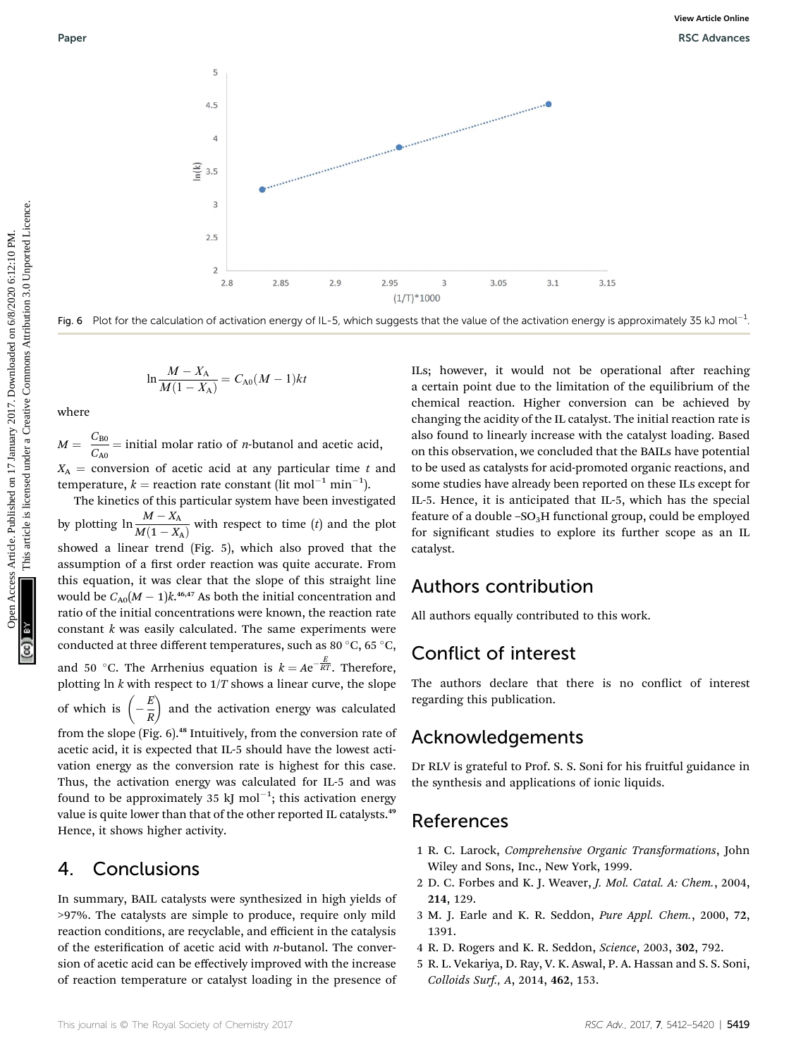Fig. 6 Plot for the calculation of activation energy of IL-5, which suggests that the value of the activation energy is approximately 35 kJ $mol^{-1}$.

$$\ln\frac{M - X_A}{M(1 - X_A)} = C_{A0}(M - 1)kt$$

where

$M = \frac{C_{B0}}{C_{A0}}$ = initial molar ratio of *n*-butanol and acetic acid, $X_A$ = conversion of acetic acid at any particular time $t$ and temperature, $k$ = reaction rate constant (lit $mol^{-1}$ $min^{-1}$).

The kinetics of this particular system have been investigated by plotting $\ln\frac{M - X_A}{M(1 - X_A)}$ with respect to time ($t$) and the plot showed a linear trend (Fig. 5), which also proved that the assumption of a first order reaction was quite accurate. From this equation, it was clear that the slope of this straight line would be $C_{A0}(M - 1)k$.[46,47] As both the initial concentration and ratio of the initial concentrations were known, the reaction rate constant $k$ was easily calculated. The same experiments were conducted at three different temperatures, such as 80 °C, 65 °C, and 50 °C. The Arrhenius equation is $k = Ae^{-\frac{E}{RT}}$. Therefore, plotting ln $k$ with respect to $1/T$ shows a linear curve, the slope of which is $\left(-\frac{E}{R}\right)$ and the activation energy was calculated from the slope (Fig. 6).[48] Intuitively, from the conversion rate of acetic acid, it is expected that IL-5 should have the lowest activation energy as the conversion rate is highest for this case. Thus, the activation energy was calculated for IL-5 and was found to be approximately 35 kJ $mol^{-1}$; this activation energy value is quite lower than that of the other reported IL catalysts.[49] Hence, it shows higher activity.

## 4. Conclusions

In summary, BAIL catalysts were synthesized in high yields of >97%. The catalysts are simple to produce, require only mild reaction conditions, are recyclable, and efficient in the catalysis of the esterification of acetic acid with *n*-butanol. The conversion of acetic acid can be effectively improved with the increase of reaction temperature or catalyst loading in the presence of ILs; however, it would not be operational after reaching a certain point due to the limitation of the equilibrium of the chemical reaction. Higher conversion can be achieved by changing the acidity of the IL catalyst. The initial reaction rate is also found to linearly increase with the catalyst loading. Based on this observation, we concluded that the BAILs have potential to be used as catalysts for acid-promoted organic reactions, and some studies have already been reported on these ILs except for IL-5. Hence, it is anticipated that IL-5, which has the special feature of a double $-SO_3H$ functional group, could be employed for significant studies to explore its further scope as an IL catalyst.

## Authors contribution

All authors equally contributed to this work.

## Conflict of interest

The authors declare that there is no conflict of interest regarding this publication.

## Acknowledgements

Dr RLV is grateful to Prof. S. S. Soni for his fruitful guidance in the synthesis and applications of ionic liquids.

## References

1. R. C. Larock, *Comprehensive Organic Transformations*, John Wiley and Sons, Inc., New York, 1999.
2. D. C. Forbes and K. J. Weaver, *J. Mol. Catal. A: Chem.*, 2004, **214**, 129.
3. M. J. Earle and K. R. Seddon, *Pure Appl. Chem.*, 2000, **72**, 1391.
4. R. D. Rogers and K. R. Seddon, *Science*, 2003, **302**, 792.
5. R. L. Vekariya, D. Ray, V. K. Aswal, P. A. Hassan and S. S. Soni, *Colloids Surf., A*, 2014, **462**, 153.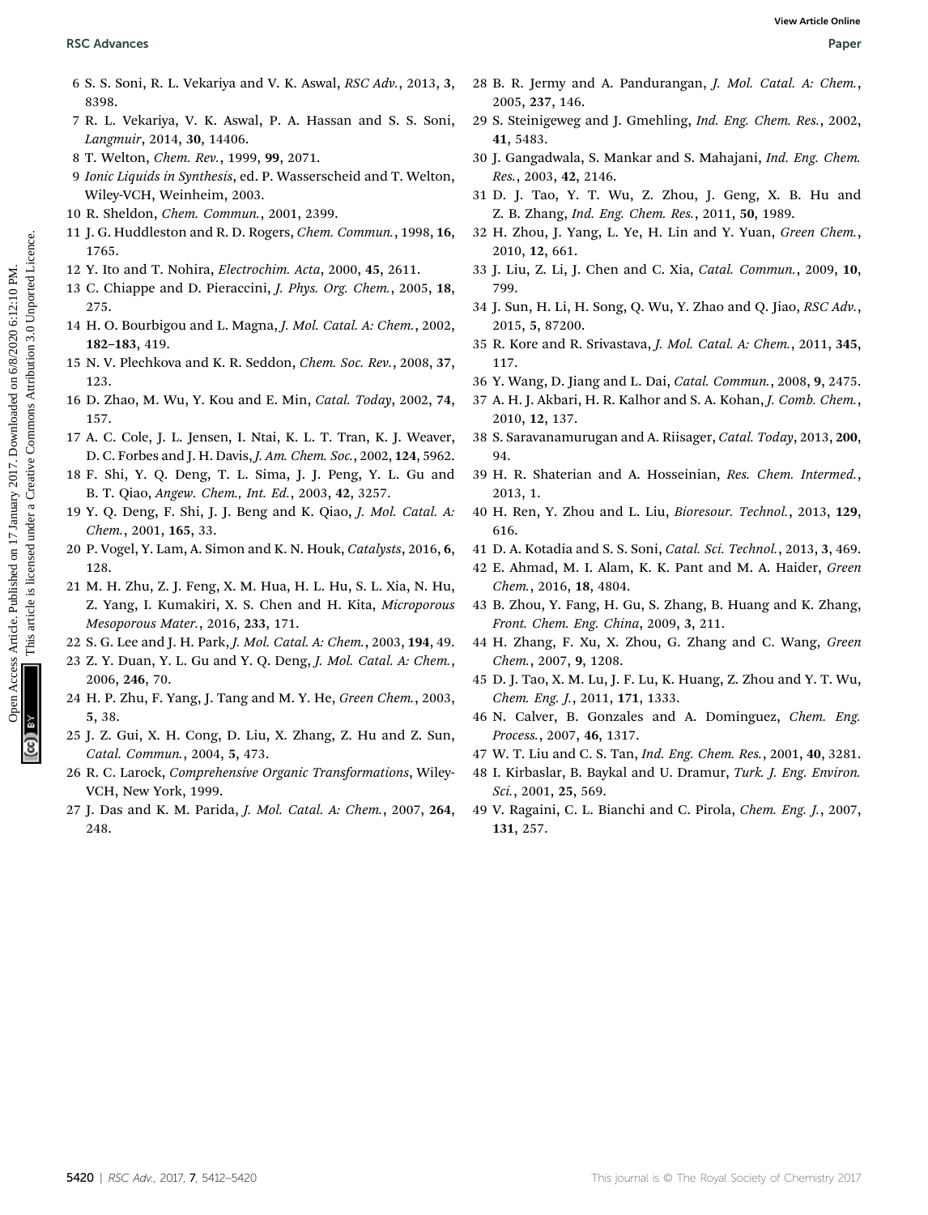6 S. S. Soni, R. L. Vekariya and V. K. Aswal, *RSC Adv.*, 2013, **3**, 8398.

7 R. L. Vekariya, V. K. Aswal, P. A. Hassan and S. S. Soni, *Langmuir*, 2014, **30**, 14406.

8 T. Welton, *Chem. Rev.*, 1999, **99**, 2071.

9 *Ionic Liquids in Synthesis*, ed. P. Wasserscheid and T. Welton, Wiley-VCH, Weinheim, 2003.

10 R. Sheldon, *Chem. Commun.*, 2001, 2399.

11 J. G. Huddleston and R. D. Rogers, *Chem. Commun.*, 1998, **16**, 1765.

12 Y. Ito and T. Nohira, *Electrochim. Acta*, 2000, **45**, 2611.

13 C. Chiappe and D. Pieraccini, *J. Phys. Org. Chem.*, 2005, **18**, 275.

14 H. O. Bourbigou and L. Magna, *J. Mol. Catal. A: Chem.*, 2002, **182–183**, 419.

15 N. V. Plechkova and K. R. Seddon, *Chem. Soc. Rev.*, 2008, **37**, 123.

16 D. Zhao, M. Wu, Y. Kou and E. Min, *Catal. Today*, 2002, **74**, 157.

17 A. C. Cole, J. L. Jensen, I. Ntai, K. L. T. Tran, K. J. Weaver, D. C. Forbes and J. H. Davis, *J. Am. Chem. Soc.*, 2002, **124**, 5962.

18 F. Shi, Y. Q. Deng, T. L. Sima, J. J. Peng, Y. L. Gu and B. T. Qiao, *Angew. Chem., Int. Ed.*, 2003, **42**, 3257.

19 Y. Q. Deng, F. Shi, J. J. Beng and K. Qiao, *J. Mol. Catal. A: Chem.*, 2001, **165**, 33.

20 P. Vogel, Y. Lam, A. Simon and K. N. Houk, *Catalysts*, 2016, **6**, 128.

21 M. H. Zhu, Z. J. Feng, X. M. Hua, H. L. Hu, S. L. Xia, N. Hu, Z. Yang, I. Kumakiri, X. S. Chen and H. Kita, *Microporous Mesoporous Mater.*, 2016, **233**, 171.

22 S. G. Lee and J. H. Park, *J. Mol. Catal. A: Chem.*, 2003, **194**, 49.

23 Z. Y. Duan, Y. L. Gu and Y. Q. Deng, *J. Mol. Catal. A: Chem.*, 2006, **246**, 70.

24 H. P. Zhu, F. Yang, J. Tang and M. Y. He, *Green Chem.*, 2003, **5**, 38.

25 J. Z. Gui, X. H. Cong, D. Liu, X. Zhang, Z. Hu and Z. Sun, *Catal. Commun.*, 2004, **5**, 473.

26 R. C. Larock, *Comprehensive Organic Transformations*, Wiley-VCH, New York, 1999.

27 J. Das and K. M. Parida, *J. Mol. Catal. A: Chem.*, 2007, **264**, 248.

28 B. R. Jermy and A. Pandurangan, *J. Mol. Catal. A: Chem.*, 2005, **237**, 146.

29 S. Steinigeweg and J. Gmehling, *Ind. Eng. Chem. Res.*, 2002, **41**, 5483.

30 J. Gangadwala, S. Mankar and S. Mahajani, *Ind. Eng. Chem. Res.*, 2003, **42**, 2146.

31 D. J. Tao, Y. T. Wu, Z. Zhou, J. Geng, X. B. Hu and Z. B. Zhang, *Ind. Eng. Chem. Res.*, 2011, **50**, 1989.

32 H. Zhou, J. Yang, L. Ye, H. Lin and Y. Yuan, *Green Chem.*, 2010, **12**, 661.

33 J. Liu, Z. Li, J. Chen and C. Xia, *Catal. Commun.*, 2009, **10**, 799.

34 J. Sun, H. Li, H. Song, Q. Wu, Y. Zhao and Q. Jiao, *RSC Adv.*, 2015, **5**, 87200.

35 R. Kore and R. Srivastava, *J. Mol. Catal. A: Chem.*, 2011, **345**, 117.

36 Y. Wang, D. Jiang and L. Dai, *Catal. Commun.*, 2008, **9**, 2475.

37 A. H. J. Akbari, H. R. Kalhor and S. A. Kohan, *J. Comb. Chem.*, 2010, **12**, 137.

38 S. Saravanamurugan and A. Riisager, *Catal. Today*, 2013, **200**, 94.

39 H. R. Shaterian and A. Hosseinian, *Res. Chem. Intermed.*, 2013, 1.

40 H. Ren, Y. Zhou and L. Liu, *Bioresour. Technol.*, 2013, **129**, 616.

41 D. A. Kotadia and S. S. Soni, *Catal. Sci. Technol.*, 2013, **3**, 469.

42 E. Ahmad, M. I. Alam, K. K. Pant and M. A. Haider, *Green Chem.*, 2016, **18**, 4804.

43 B. Zhou, Y. Fang, H. Gu, S. Zhang, B. Huang and K. Zhang, *Front. Chem. Eng. China*, 2009, **3**, 211.

44 H. Zhang, F. Xu, X. Zhou, G. Zhang and C. Wang, *Green Chem.*, 2007, **9**, 1208.

45 D. J. Tao, X. M. Lu, J. F. Lu, K. Huang, Z. Zhou and Y. T. Wu, *Chem. Eng. J.*, 2011, **171**, 1333.

46 N. Calver, B. Gonzales and A. Dominguez, *Chem. Eng. Process.*, 2007, **46**, 1317.

47 W. T. Liu and C. S. Tan, *Ind. Eng. Chem. Res.*, 2001, **40**, 3281.

48 I. Kirbaslar, B. Baykal and U. Dramur, *Turk. J. Eng. Environ. Sci.*, 2001, **25**, 569.

49 V. Ragaini, C. L. Bianchi and C. Pirola, *Chem. Eng. J.*, 2007, **131**, 257.